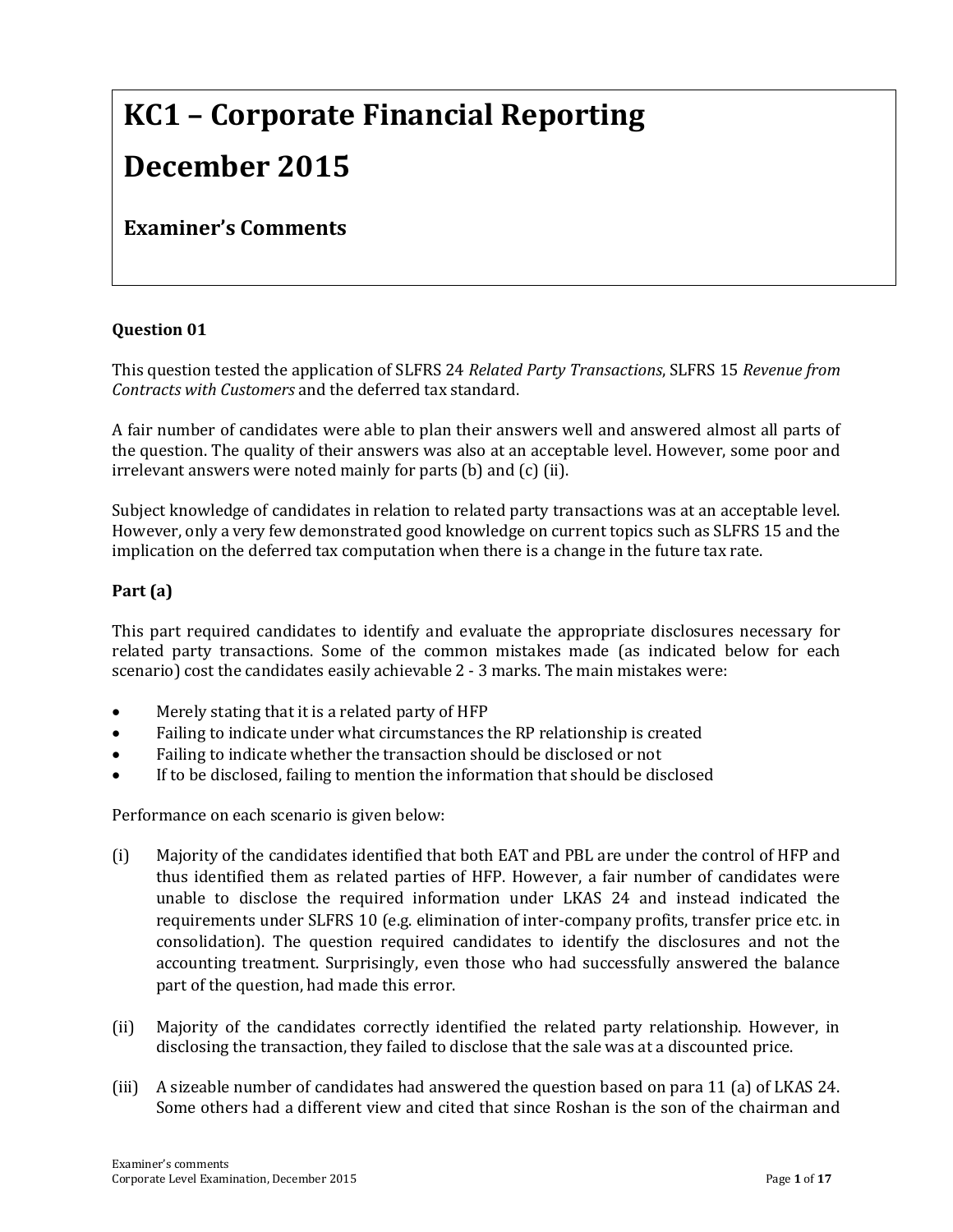# KC1 – Corporate Financial Reporting

# December 2015

## Examiner's Comments

**Question 01**

This question tested the application of SLFRS 24 *Related Party Transactions*, SLFRS 15 *Revenue from Contracts with Customers* and the deferred tax standard.

A fair number of candidates were able to plan their answers well and answered almost all parts of the question. The quality of their answers was also at an acceptable level. However, some poor and irrelevant answers were noted mainly for parts (b) and (c) (ii).

Subject knowledge of candidates in relation to related party transactions was at an acceptable level. However, only a very few demonstrated good knowledge on current topics such as SLFRS 15 and the implication on the deferred tax computation when there is a change in the future tax rate.

**Part (a)**

This part required candidates to identify and evaluate the appropriate disclosures necessary for related party transactions. Some of the common mistakes made (as indicated below for each scenario) cost the candidates easily achievable 2 - 3 marks. The main mistakes were:

- Merely stating that it is a related party of HFP
- Failing to indicate under what circumstances the RP relationship is created
- Failing to indicate whether the transaction should be disclosed or not
- If to be disclosed, failing to mention the information that should be disclosed

Performance on each scenario is given below:

(i) Majority of the candidates identified that both EAT and PBL are under the control of HFP and thus identified them as related parties of HFP. However, a fair number of candidates were unable to disclose the required information under LKAS 24 and instead indicated the requirements under SLFRS 10 (e.g. elimination of inter-company profits, transfer price etc. in consolidation). The question required candidates to identify the disclosures and not the accounting treatment. Surprisingly, even those who had successfully answered the balance part of the question, had made this error.

(ii) Majority of the candidates correctly identified the related party relationship. However, in disclosing the transaction, they failed to disclose that the sale was at a discounted price.

(iii) A sizeable number of candidates had answered the question based on para 11 (a) of LKAS 24. Some others had a different view and cited that since Roshan is the son of the chairman and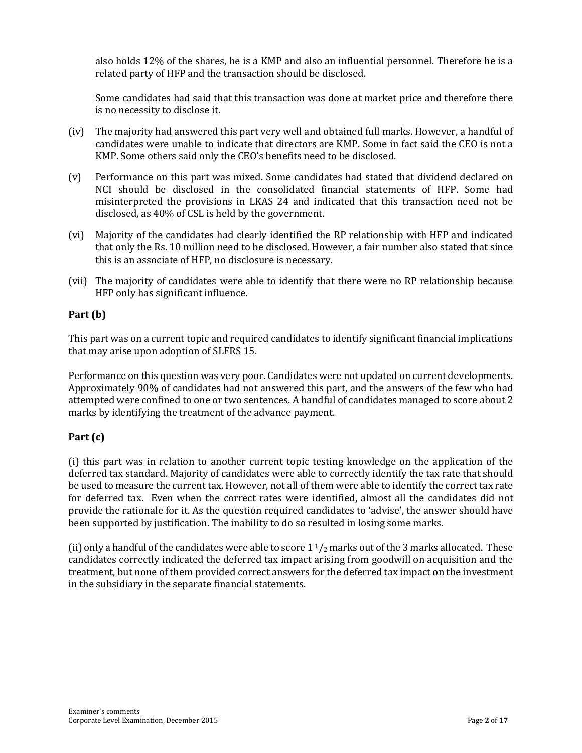also holds 12% of the shares, he is a KMP and also an influential personnel. Therefore he is a related party of HFP and the transaction should be disclosed.

Some candidates had said that this transaction was done at market price and therefore there is no necessity to disclose it.

(iv) The majority had answered this part very well and obtained full marks. However, a handful of candidates were unable to indicate that directors are KMP. Some in fact said the CEO is not a KMP. Some others said only the CEO's benefits need to be disclosed.

(v) Performance on this part was mixed. Some candidates had stated that dividend declared on NCI should be disclosed in the consolidated financial statements of HFP. Some had misinterpreted the provisions in LKAS 24 and indicated that this transaction need not be disclosed, as 40% of CSL is held by the government.

(vi) Majority of the candidates had clearly identified the RP relationship with HFP and indicated that only the Rs. 10 million need to be disclosed. However, a fair number also stated that since this is an associate of HFP, no disclosure is necessary.

(vii) The majority of candidates were able to identify that there were no RP relationship because HFP only has significant influence.

**Part (b)**

This part was on a current topic and required candidates to identify significant financial implications that may arise upon adoption of SLFRS 15.

Performance on this question was very poor. Candidates were not updated on current developments. Approximately 90% of candidates had not answered this part, and the answers of the few who had attempted were confined to one or two sentences. A handful of candidates managed to score about 2 marks by identifying the treatment of the advance payment.

**Part (c)**

(i) this part was in relation to another current topic testing knowledge on the application of the deferred tax standard. Majority of candidates were able to correctly identify the tax rate that should be used to measure the current tax. However, not all of them were able to identify the correct tax rate for deferred tax. Even when the correct rates were identified, almost all the candidates did not provide the rationale for it. As the question required candidates to 'advise', the answer should have been supported by justification. The inability to do so resulted in losing some marks.

(ii) only a handful of the candidates were able to score 1 $^{1}/_{2}$ marks out of the 3 marks allocated. These candidates correctly indicated the deferred tax impact arising from goodwill on acquisition and the treatment, but none of them provided correct answers for the deferred tax impact on the investment in the subsidiary in the separate financial statements.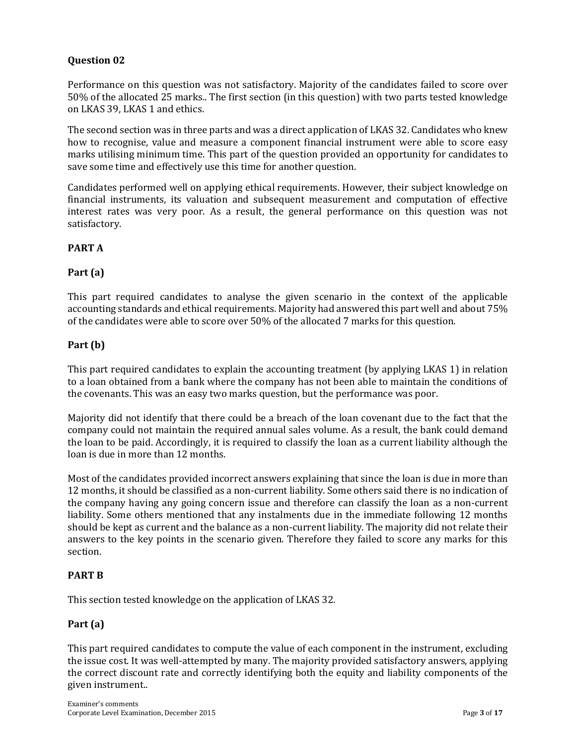## Question 02

Performance on this question was not satisfactory. Majority of the candidates failed to score over 50% of the allocated 25 marks.. The first section (in this question) with two parts tested knowledge on LKAS 39, LKAS 1 and ethics.

The second section was in three parts and was a direct application of LKAS 32. Candidates who knew how to recognise, value and measure a component financial instrument were able to score easy marks utilising minimum time. This part of the question provided an opportunity for candidates to save some time and effectively use this time for another question.

Candidates performed well on applying ethical requirements. However, their subject knowledge on financial instruments, its valuation and subsequent measurement and computation of effective interest rates was very poor. As a result, the general performance on this question was not satisfactory.

### PART A

#### Part (a)

This part required candidates to analyse the given scenario in the context of the applicable accounting standards and ethical requirements. Majority had answered this part well and about 75% of the candidates were able to score over 50% of the allocated 7 marks for this question.

#### Part (b)

This part required candidates to explain the accounting treatment (by applying LKAS 1) in relation to a loan obtained from a bank where the company has not been able to maintain the conditions of the covenants. This was an easy two marks question, but the performance was poor.

Majority did not identify that there could be a breach of the loan covenant due to the fact that the company could not maintain the required annual sales volume. As a result, the bank could demand the loan to be paid. Accordingly, it is required to classify the loan as a current liability although the loan is due in more than 12 months.

Most of the candidates provided incorrect answers explaining that since the loan is due in more than 12 months, it should be classified as a non-current liability. Some others said there is no indication of the company having any going concern issue and therefore can classify the loan as a non-current liability. Some others mentioned that any instalments due in the immediate following 12 months should be kept as current and the balance as a non-current liability. The majority did not relate their answers to the key points in the scenario given. Therefore they failed to score any marks for this section.

### PART B

This section tested knowledge on the application of LKAS 32.

#### Part (a)

This part required candidates to compute the value of each component in the instrument, excluding the issue cost. It was well-attempted by many. The majority provided satisfactory answers, applying the correct discount rate and correctly identifying both the equity and liability components of the given instrument..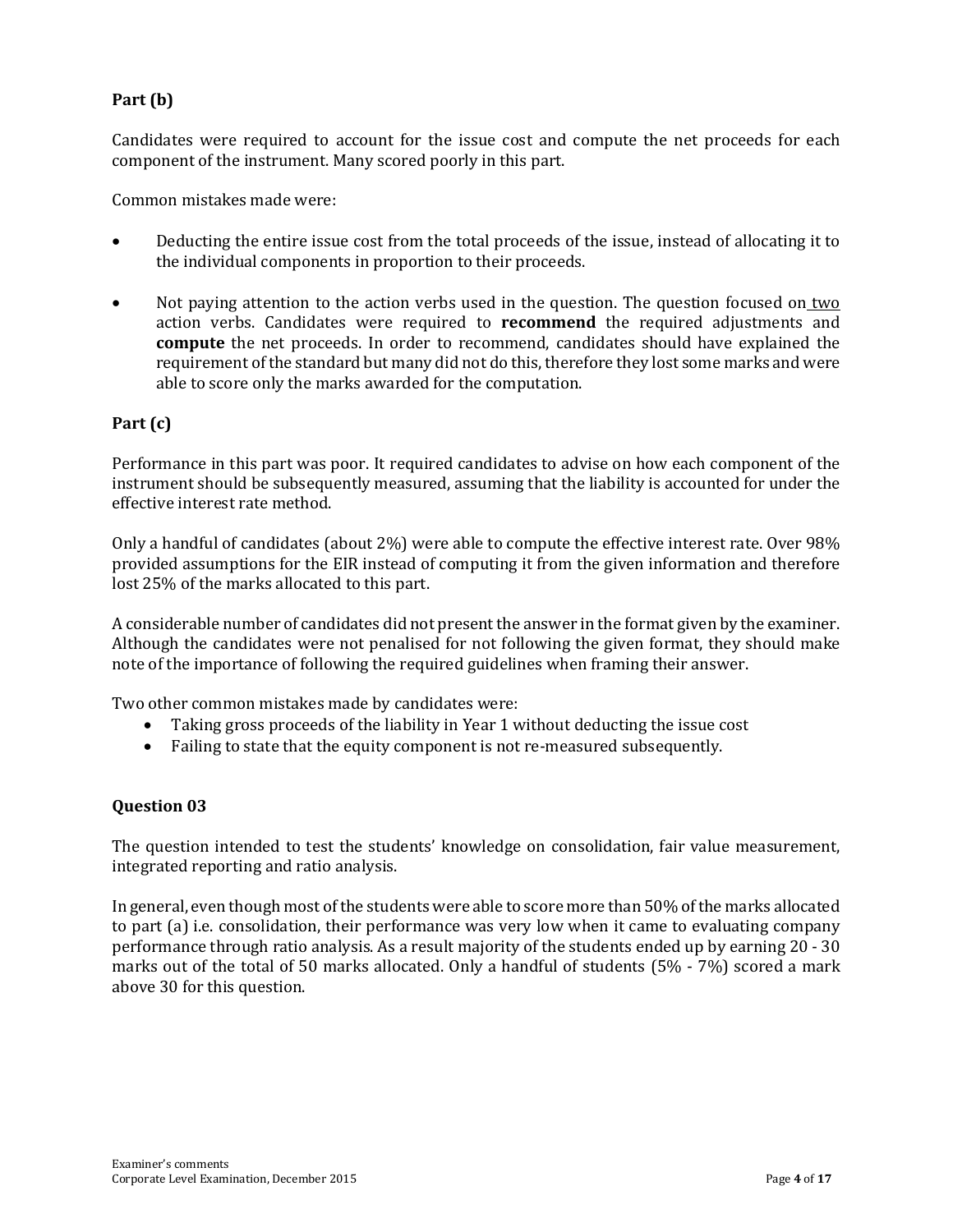### Part (b)

Candidates were required to account for the issue cost and compute the net proceeds for each component of the instrument. Many scored poorly in this part.

Common mistakes made were:

- Deducting the entire issue cost from the total proceeds of the issue, instead of allocating it to the individual components in proportion to their proceeds.
- Not paying attention to the action verbs used in the question. The question focused on two action verbs. Candidates were required to **recommend** the required adjustments and **compute** the net proceeds. In order to recommend, candidates should have explained the requirement of the standard but many did not do this, therefore they lost some marks and were able to score only the marks awarded for the computation.

### Part (c)

Performance in this part was poor. It required candidates to advise on how each component of the instrument should be subsequently measured, assuming that the liability is accounted for under the effective interest rate method.

Only a handful of candidates (about 2%) were able to compute the effective interest rate. Over 98% provided assumptions for the EIR instead of computing it from the given information and therefore lost 25% of the marks allocated to this part.

A considerable number of candidates did not present the answer in the format given by the examiner. Although the candidates were not penalised for not following the given format, they should make note of the importance of following the required guidelines when framing their answer.

Two other common mistakes made by candidates were:

- Taking gross proceeds of the liability in Year 1 without deducting the issue cost
- Failing to state that the equity component is not re-measured subsequently.

### Question 03

The question intended to test the students' knowledge on consolidation, fair value measurement, integrated reporting and ratio analysis.

In general, even though most of the students were able to score more than 50% of the marks allocated to part (a) i.e. consolidation, their performance was very low when it came to evaluating company performance through ratio analysis. As a result majority of the students ended up by earning 20 - 30 marks out of the total of 50 marks allocated. Only a handful of students (5% - 7%) scored a mark above 30 for this question.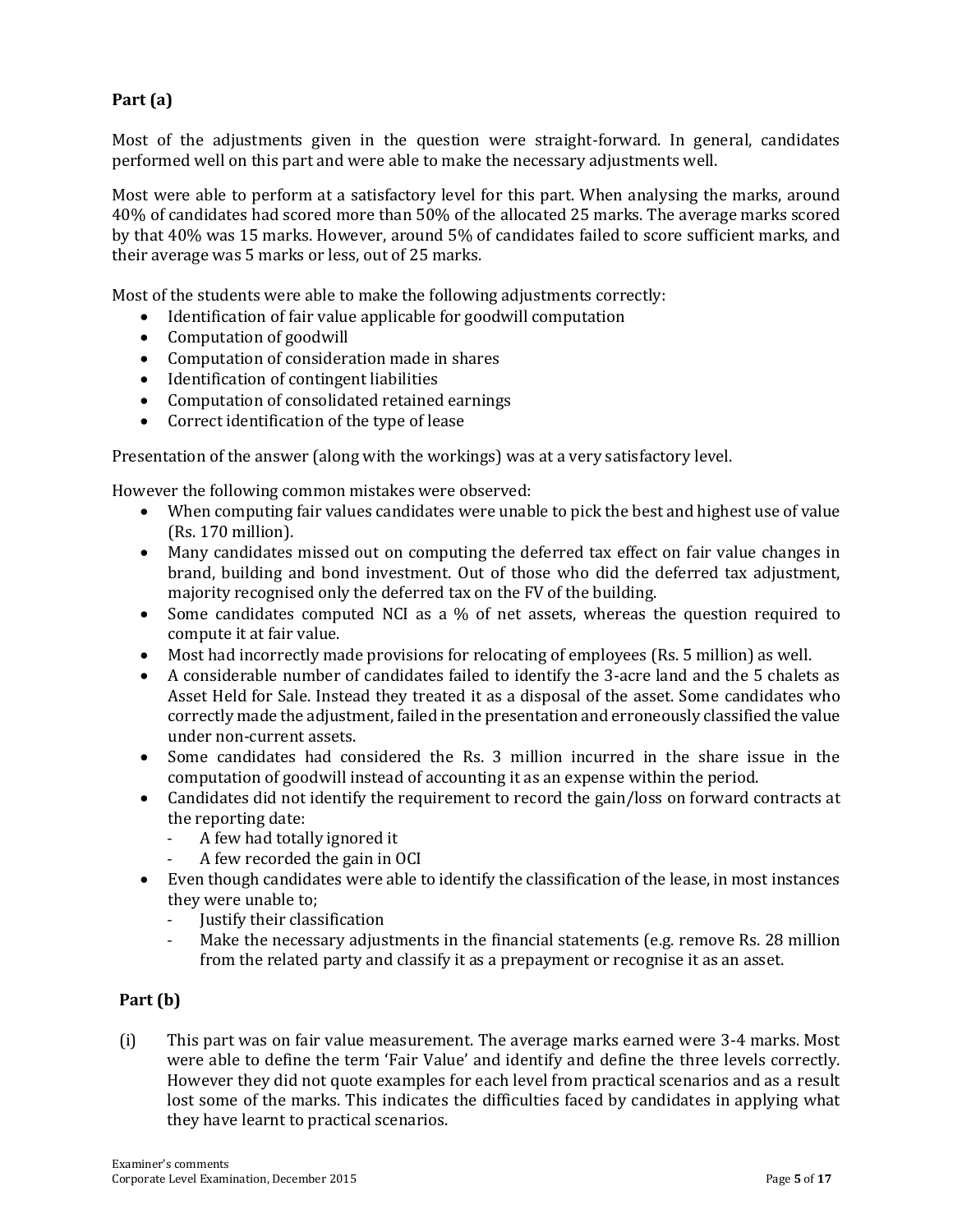## Part (a)

Most of the adjustments given in the question were straight-forward. In general, candidates performed well on this part and were able to make the necessary adjustments well.

Most were able to perform at a satisfactory level for this part. When analysing the marks, around 40% of candidates had scored more than 50% of the allocated 25 marks. The average marks scored by that 40% was 15 marks. However, around 5% of candidates failed to score sufficient marks, and their average was 5 marks or less, out of 25 marks.

Most of the students were able to make the following adjustments correctly:

- Identification of fair value applicable for goodwill computation
- Computation of goodwill
- Computation of consideration made in shares
- Identification of contingent liabilities
- Computation of consolidated retained earnings
- Correct identification of the type of lease

Presentation of the answer (along with the workings) was at a very satisfactory level.

However the following common mistakes were observed:

- When computing fair values candidates were unable to pick the best and highest use of value (Rs. 170 million).
- Many candidates missed out on computing the deferred tax effect on fair value changes in brand, building and bond investment. Out of those who did the deferred tax adjustment, majority recognised only the deferred tax on the FV of the building.
- Some candidates computed NCI as a % of net assets, whereas the question required to compute it at fair value.
- Most had incorrectly made provisions for relocating of employees (Rs. 5 million) as well.
- A considerable number of candidates failed to identify the 3-acre land and the 5 chalets as Asset Held for Sale. Instead they treated it as a disposal of the asset. Some candidates who correctly made the adjustment, failed in the presentation and erroneously classified the value under non-current assets.
- Some candidates had considered the Rs. 3 million incurred in the share issue in the computation of goodwill instead of accounting it as an expense within the period.
- Candidates did not identify the requirement to record the gain/loss on forward contracts at the reporting date:
  - A few had totally ignored it
  - A few recorded the gain in OCI
- Even though candidates were able to identify the classification of the lease, in most instances they were unable to;
  - Justify their classification
  - Make the necessary adjustments in the financial statements (e.g. remove Rs. 28 million from the related party and classify it as a prepayment or recognise it as an asset.

## Part (b)

(i) This part was on fair value measurement. The average marks earned were 3-4 marks. Most were able to define the term 'Fair Value' and identify and define the three levels correctly. However they did not quote examples for each level from practical scenarios and as a result lost some of the marks. This indicates the difficulties faced by candidates in applying what they have learnt to practical scenarios.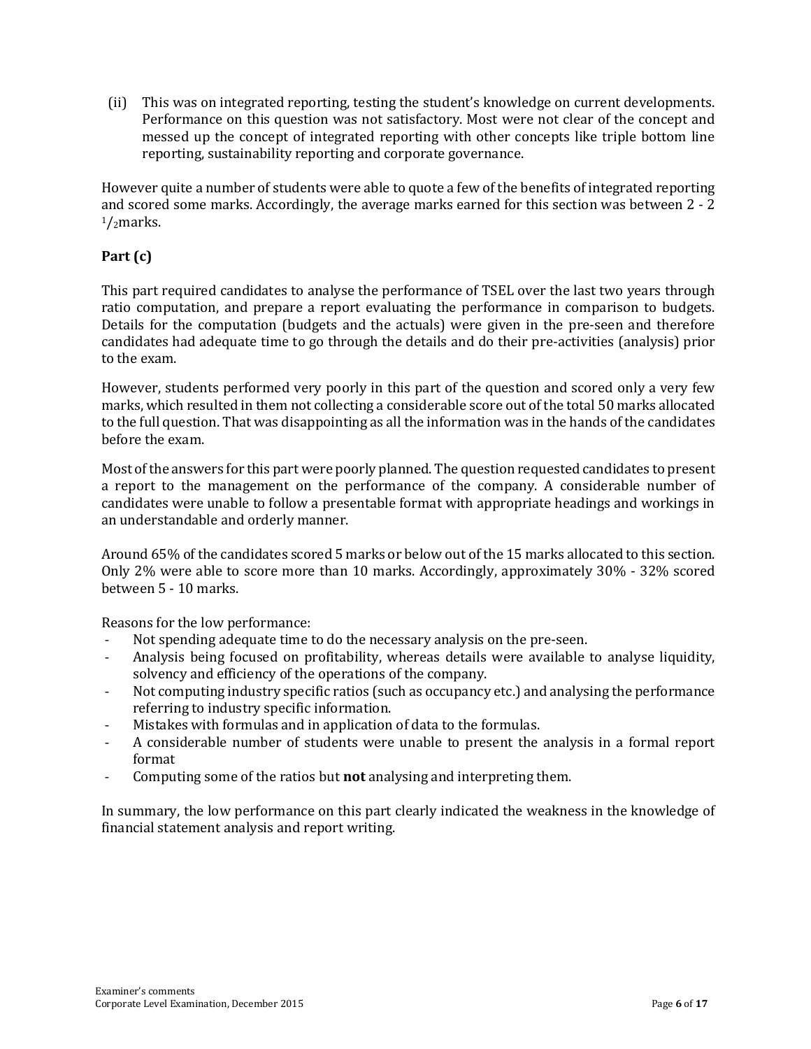(ii) This was on integrated reporting, testing the student's knowledge on current developments. Performance on this question was not satisfactory. Most were not clear of the concept and messed up the concept of integrated reporting with other concepts like triple bottom line reporting, sustainability reporting and corporate governance.

However quite a number of students were able to quote a few of the benefits of integrated reporting and scored some marks. Accordingly, the average marks earned for this section was between 2 - 2 $^{1}/_{2}$marks.

**Part (c)**

This part required candidates to analyse the performance of TSEL over the last two years through ratio computation, and prepare a report evaluating the performance in comparison to budgets. Details for the computation (budgets and the actuals) were given in the pre-seen and therefore candidates had adequate time to go through the details and do their pre-activities (analysis) prior to the exam.

However, students performed very poorly in this part of the question and scored only a very few marks, which resulted in them not collecting a considerable score out of the total 50 marks allocated to the full question. That was disappointing as all the information was in the hands of the candidates before the exam.

Most of the answers for this part were poorly planned. The question requested candidates to present a report to the management on the performance of the company. A considerable number of candidates were unable to follow a presentable format with appropriate headings and workings in an understandable and orderly manner.

Around 65% of the candidates scored 5 marks or below out of the 15 marks allocated to this section. Only 2% were able to score more than 10 marks. Accordingly, approximately 30% - 32% scored between 5 - 10 marks.

Reasons for the low performance:

- Not spending adequate time to do the necessary analysis on the pre-seen.
- Analysis being focused on profitability, whereas details were available to analyse liquidity, solvency and efficiency of the operations of the company.
- Not computing industry specific ratios (such as occupancy etc.) and analysing the performance referring to industry specific information.
- Mistakes with formulas and in application of data to the formulas.
- A considerable number of students were unable to present the analysis in a formal report format
- Computing some of the ratios but **not** analysing and interpreting them.

In summary, the low performance on this part clearly indicated the weakness in the knowledge of financial statement analysis and report writing.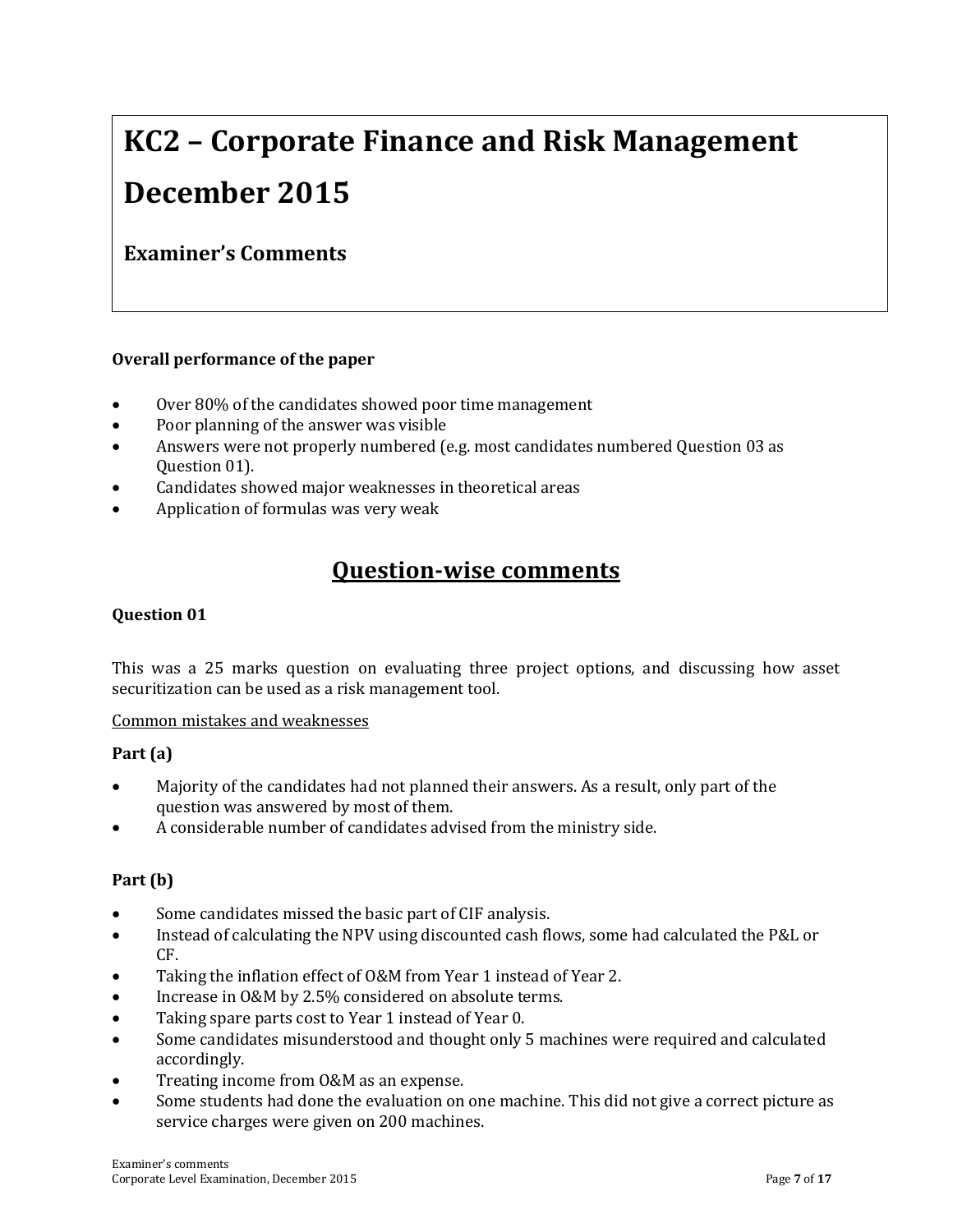# KC2 – Corporate Finance and Risk Management

# December 2015

## Examiner's Comments

**Overall performance of the paper**

- Over 80% of the candidates showed poor time management
- Poor planning of the answer was visible
- Answers were not properly numbered (e.g. most candidates numbered Question 03 as Question 01).
- Candidates showed major weaknesses in theoretical areas
- Application of formulas was very weak

## Question-wise comments

**Question 01**

This was a 25 marks question on evaluating three project options, and discussing how asset securitization can be used as a risk management tool.

<u>Common mistakes and weaknesses</u>

**Part (a)**

- Majority of the candidates had not planned their answers. As a result, only part of the question was answered by most of them.
- A considerable number of candidates advised from the ministry side.

**Part (b)**

- Some candidates missed the basic part of CIF analysis.
- Instead of calculating the NPV using discounted cash flows, some had calculated the P&L or CF.
- Taking the inflation effect of O&M from Year 1 instead of Year 2.
- Increase in O&M by 2.5% considered on absolute terms.
- Taking spare parts cost to Year 1 instead of Year 0.
- Some candidates misunderstood and thought only 5 machines were required and calculated accordingly.
- Treating income from O&M as an expense.
- Some students had done the evaluation on one machine. This did not give a correct picture as service charges were given on 200 machines.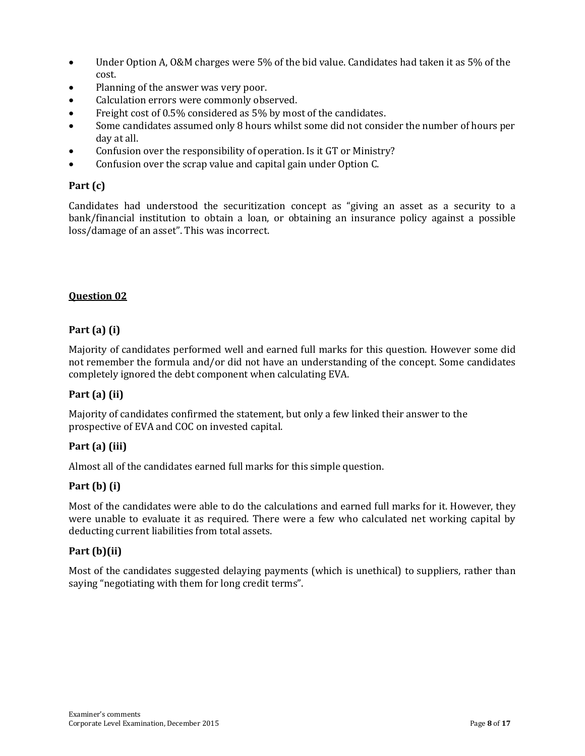- Under Option A, O&M charges were 5% of the bid value. Candidates had taken it as 5% of the cost.
- Planning of the answer was very poor.
- Calculation errors were commonly observed.
- Freight cost of 0.5% considered as 5% by most of the candidates.
- Some candidates assumed only 8 hours whilst some did not consider the number of hours per day at all.
- Confusion over the responsibility of operation. Is it GT or Ministry?
- Confusion over the scrap value and capital gain under Option C.

### Part (c)

Candidates had understood the securitization concept as "giving an asset as a security to a bank/financial institution to obtain a loan, or obtaining an insurance policy against a possible loss/damage of an asset". This was incorrect.

## Question 02

### Part (a) (i)

Majority of candidates performed well and earned full marks for this question. However some did not remember the formula and/or did not have an understanding of the concept. Some candidates completely ignored the debt component when calculating EVA.

### Part (a) (ii)

Majority of candidates confirmed the statement, but only a few linked their answer to the prospective of EVA and COC on invested capital.

### Part (a) (iii)

Almost all of the candidates earned full marks for this simple question.

### Part (b) (i)

Most of the candidates were able to do the calculations and earned full marks for it. However, they were unable to evaluate it as required. There were a few who calculated net working capital by deducting current liabilities from total assets.

### Part (b)(ii)

Most of the candidates suggested delaying payments (which is unethical) to suppliers, rather than saying "negotiating with them for long credit terms".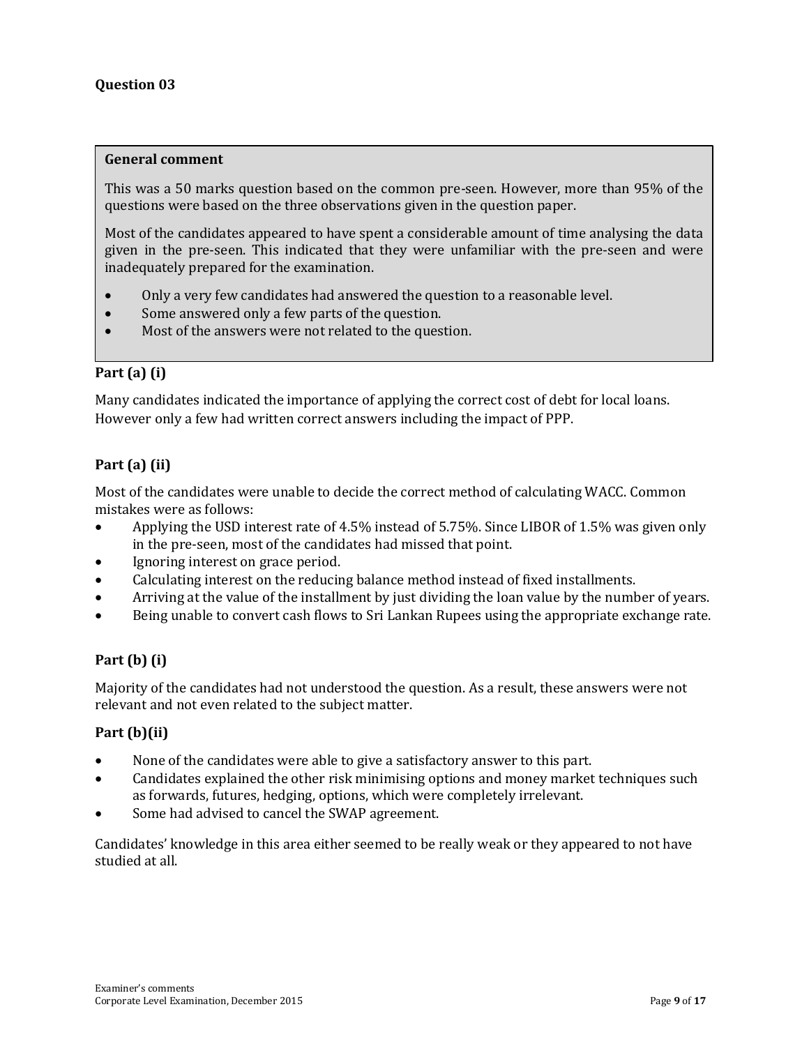## Question 03

**General comment**

This was a 50 marks question based on the common pre-seen. However, more than 95% of the questions were based on the three observations given in the question paper.

Most of the candidates appeared to have spent a considerable amount of time analysing the data given in the pre-seen. This indicated that they were unfamiliar with the pre-seen and were inadequately prepared for the examination.

- Only a very few candidates had answered the question to a reasonable level.
- Some answered only a few parts of the question.
- Most of the answers were not related to the question.

### Part (a) (i)

Many candidates indicated the importance of applying the correct cost of debt for local loans. However only a few had written correct answers including the impact of PPP.

### Part (a) (ii)

Most of the candidates were unable to decide the correct method of calculating WACC. Common mistakes were as follows:

- Applying the USD interest rate of 4.5% instead of 5.75%. Since LIBOR of 1.5% was given only in the pre-seen, most of the candidates had missed that point.
- Ignoring interest on grace period.
- Calculating interest on the reducing balance method instead of fixed installments.
- Arriving at the value of the installment by just dividing the loan value by the number of years.
- Being unable to convert cash flows to Sri Lankan Rupees using the appropriate exchange rate.

### Part (b) (i)

Majority of the candidates had not understood the question. As a result, these answers were not relevant and not even related to the subject matter.

### Part (b)(ii)

- None of the candidates were able to give a satisfactory answer to this part.
- Candidates explained the other risk minimising options and money market techniques such as forwards, futures, hedging, options, which were completely irrelevant.
- Some had advised to cancel the SWAP agreement.

Candidates' knowledge in this area either seemed to be really weak or they appeared to not have studied at all.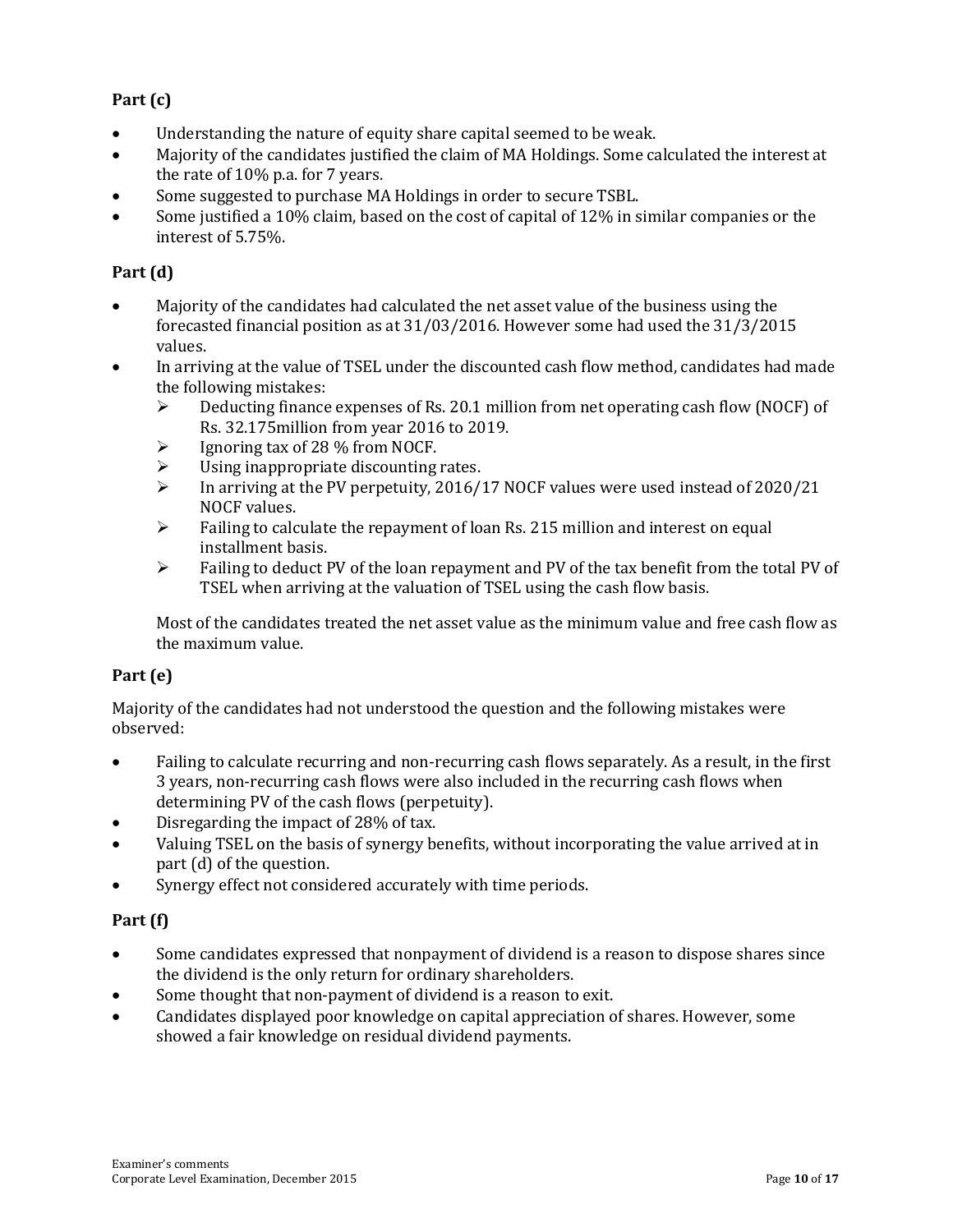**Part (c)**

- Understanding the nature of equity share capital seemed to be weak.
- Majority of the candidates justified the claim of MA Holdings. Some calculated the interest at the rate of 10% p.a. for 7 years.
- Some suggested to purchase MA Holdings in order to secure TSBL.
- Some justified a 10% claim, based on the cost of capital of 12% in similar companies or the interest of 5.75%.

**Part (d)**

- Majority of the candidates had calculated the net asset value of the business using the forecasted financial position as at 31/03/2016. However some had used the 31/3/2015 values.
- In arriving at the value of TSEL under the discounted cash flow method, candidates had made the following mistakes:
  - Deducting finance expenses of Rs. 20.1 million from net operating cash flow (NOCF) of Rs. 32.175million from year 2016 to 2019.
  - Ignoring tax of 28 % from NOCF.
  - Using inappropriate discounting rates.
  - In arriving at the PV perpetuity, 2016/17 NOCF values were used instead of 2020/21 NOCF values.
  - Failing to calculate the repayment of loan Rs. 215 million and interest on equal installment basis.
  - Failing to deduct PV of the loan repayment and PV of the tax benefit from the total PV of TSEL when arriving at the valuation of TSEL using the cash flow basis.

  Most of the candidates treated the net asset value as the minimum value and free cash flow as the maximum value.

**Part (e)**

Majority of the candidates had not understood the question and the following mistakes were observed:

- Failing to calculate recurring and non-recurring cash flows separately. As a result, in the first 3 years, non-recurring cash flows were also included in the recurring cash flows when determining PV of the cash flows (perpetuity).
- Disregarding the impact of 28% of tax.
- Valuing TSEL on the basis of synergy benefits, without incorporating the value arrived at in part (d) of the question.
- Synergy effect not considered accurately with time periods.

**Part (f)**

- Some candidates expressed that nonpayment of dividend is a reason to dispose shares since the dividend is the only return for ordinary shareholders.
- Some thought that non-payment of dividend is a reason to exit.
- Candidates displayed poor knowledge on capital appreciation of shares. However, some showed a fair knowledge on residual dividend payments.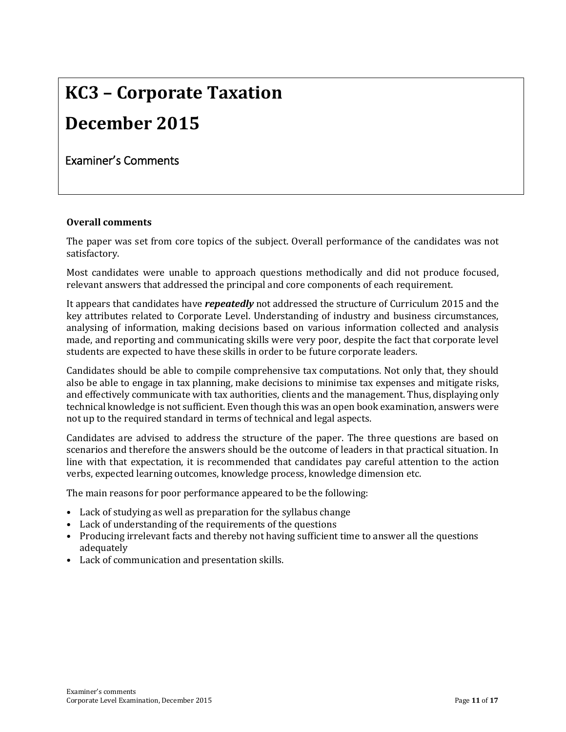# KC3 – Corporate Taxation

# December 2015

## Examiner's Comments

**Overall comments**

The paper was set from core topics of the subject. Overall performance of the candidates was not satisfactory.

Most candidates were unable to approach questions methodically and did not produce focused, relevant answers that addressed the principal and core components of each requirement.

It appears that candidates have ***repeatedly*** not addressed the structure of Curriculum 2015 and the key attributes related to Corporate Level. Understanding of industry and business circumstances, analysing of information, making decisions based on various information collected and analysis made, and reporting and communicating skills were very poor, despite the fact that corporate level students are expected to have these skills in order to be future corporate leaders.

Candidates should be able to compile comprehensive tax computations. Not only that, they should also be able to engage in tax planning, make decisions to minimise tax expenses and mitigate risks, and effectively communicate with tax authorities, clients and the management. Thus, displaying only technical knowledge is not sufficient. Even though this was an open book examination, answers were not up to the required standard in terms of technical and legal aspects.

Candidates are advised to address the structure of the paper. The three questions are based on scenarios and therefore the answers should be the outcome of leaders in that practical situation. In line with that expectation, it is recommended that candidates pay careful attention to the action verbs, expected learning outcomes, knowledge process, knowledge dimension etc.

The main reasons for poor performance appeared to be the following:

- Lack of studying as well as preparation for the syllabus change
- Lack of understanding of the requirements of the questions
- Producing irrelevant facts and thereby not having sufficient time to answer all the questions adequately
- Lack of communication and presentation skills.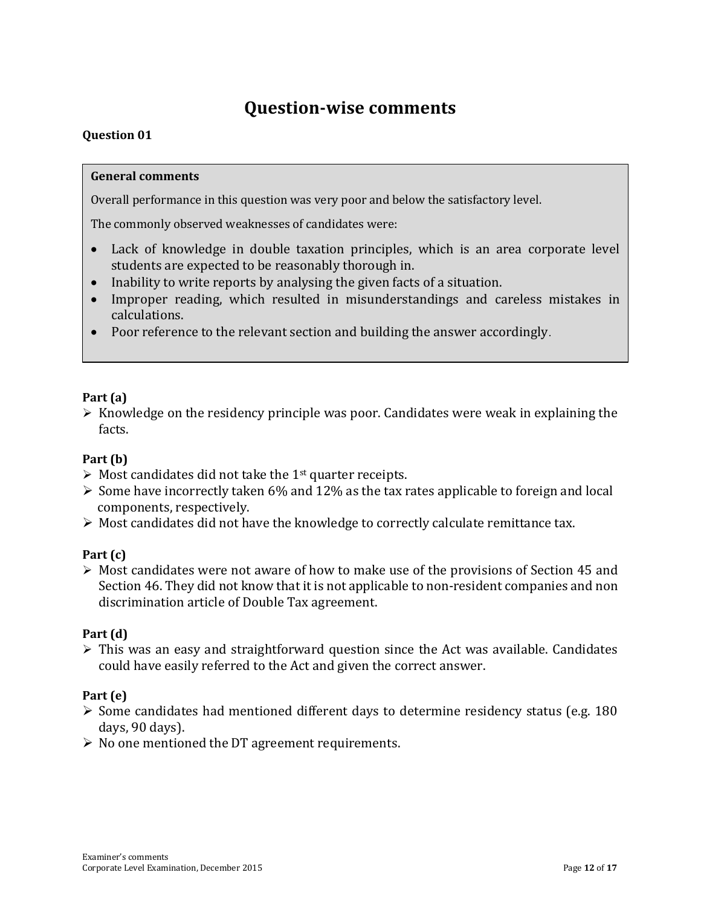# Question-wise comments

**Question 01**

**General comments**

Overall performance in this question was very poor and below the satisfactory level.

The commonly observed weaknesses of candidates were:

- Lack of knowledge in double taxation principles, which is an area corporate level students are expected to be reasonably thorough in.
- Inability to write reports by analysing the given facts of a situation.
- Improper reading, which resulted in misunderstandings and careless mistakes in calculations.
- Poor reference to the relevant section and building the answer accordingly.

**Part (a)**

- Knowledge on the residency principle was poor. Candidates were weak in explaining the facts.

**Part (b)**

- Most candidates did not take the 1st quarter receipts.
- Some have incorrectly taken 6% and 12% as the tax rates applicable to foreign and local components, respectively.
- Most candidates did not have the knowledge to correctly calculate remittance tax.

**Part (c)**

- Most candidates were not aware of how to make use of the provisions of Section 45 and Section 46. They did not know that it is not applicable to non-resident companies and non discrimination article of Double Tax agreement.

**Part (d)**

- This was an easy and straightforward question since the Act was available. Candidates could have easily referred to the Act and given the correct answer.

**Part (e)**

- Some candidates had mentioned different days to determine residency status (e.g. 180 days, 90 days).
- No one mentioned the DT agreement requirements.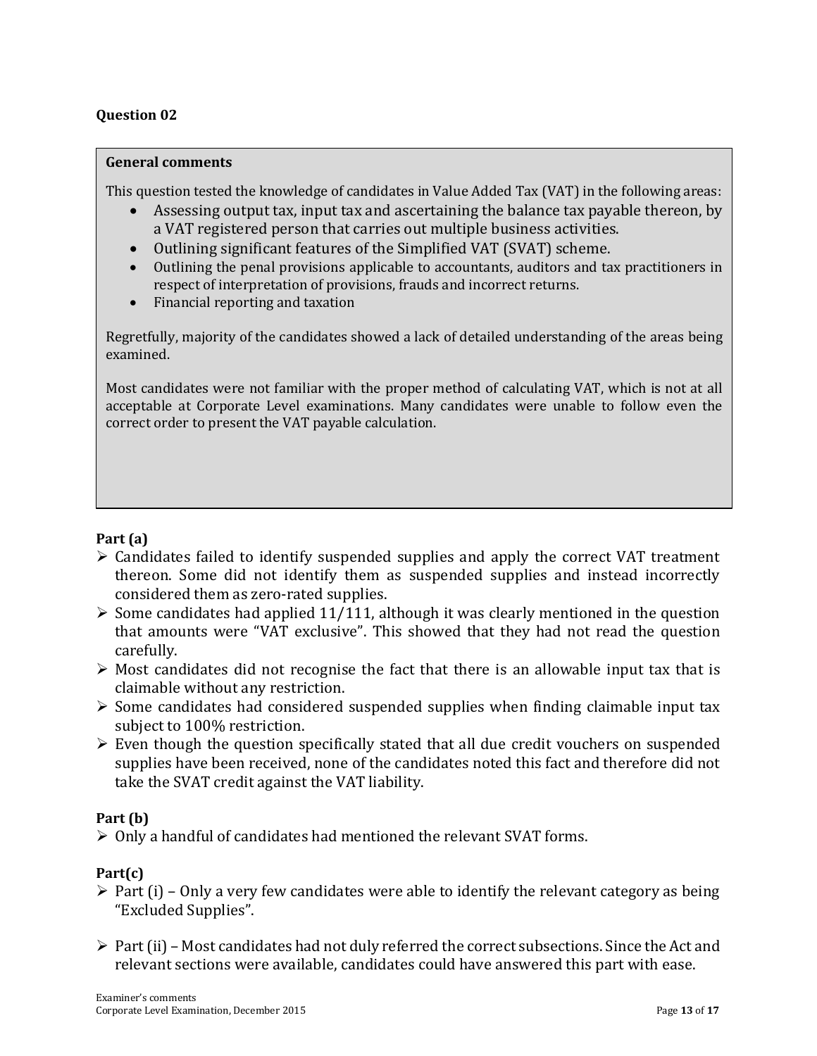**Question 02**

**General comments**

This question tested the knowledge of candidates in Value Added Tax (VAT) in the following areas:

- Assessing output tax, input tax and ascertaining the balance tax payable thereon, by a VAT registered person that carries out multiple business activities.
- Outlining significant features of the Simplified VAT (SVAT) scheme.
- Outlining the penal provisions applicable to accountants, auditors and tax practitioners in respect of interpretation of provisions, frauds and incorrect returns.
- Financial reporting and taxation

Regretfully, majority of the candidates showed a lack of detailed understanding of the areas being examined.

Most candidates were not familiar with the proper method of calculating VAT, which is not at all acceptable at Corporate Level examinations. Many candidates were unable to follow even the correct order to present the VAT payable calculation.

**Part (a)**

- Candidates failed to identify suspended supplies and apply the correct VAT treatment thereon. Some did not identify them as suspended supplies and instead incorrectly considered them as zero-rated supplies.
- Some candidates had applied 11/111, although it was clearly mentioned in the question that amounts were "VAT exclusive". This showed that they had not read the question carefully.
- Most candidates did not recognise the fact that there is an allowable input tax that is claimable without any restriction.
- Some candidates had considered suspended supplies when finding claimable input tax subject to 100% restriction.
- Even though the question specifically stated that all due credit vouchers on suspended supplies have been received, none of the candidates noted this fact and therefore did not take the SVAT credit against the VAT liability.

**Part (b)**

- Only a handful of candidates had mentioned the relevant SVAT forms.

**Part(c)**

- Part (i) – Only a very few candidates were able to identify the relevant category as being "Excluded Supplies".
- Part (ii) – Most candidates had not duly referred the correct subsections. Since the Act and relevant sections were available, candidates could have answered this part with ease.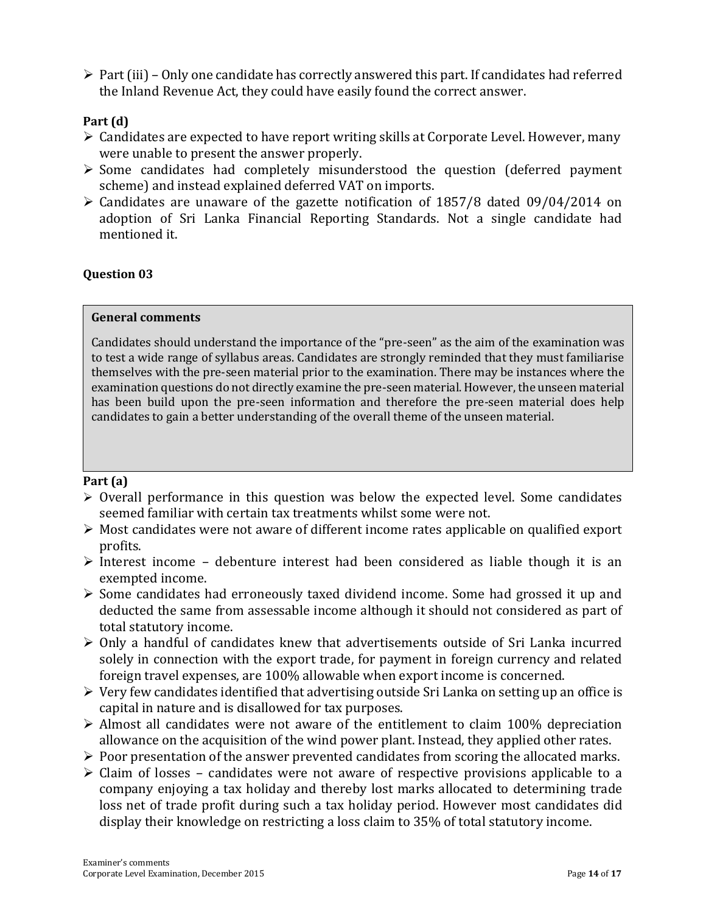- Part (iii) – Only one candidate has correctly answered this part. If candidates had referred the Inland Revenue Act, they could have easily found the correct answer.

**Part (d)**

- Candidates are expected to have report writing skills at Corporate Level. However, many were unable to present the answer properly.
- Some candidates had completely misunderstood the question (deferred payment scheme) and instead explained deferred VAT on imports.
- Candidates are unaware of the gazette notification of 1857/8 dated 09/04/2014 on adoption of Sri Lanka Financial Reporting Standards. Not a single candidate had mentioned it.

**Question 03**

> **General comments**
>
> Candidates should understand the importance of the "pre-seen" as the aim of the examination was to test a wide range of syllabus areas. Candidates are strongly reminded that they must familiarise themselves with the pre-seen material prior to the examination. There may be instances where the examination questions do not directly examine the pre-seen material. However, the unseen material has been build upon the pre-seen information and therefore the pre-seen material does help candidates to gain a better understanding of the overall theme of the unseen material.

**Part (a)**

- Overall performance in this question was below the expected level. Some candidates seemed familiar with certain tax treatments whilst some were not.
- Most candidates were not aware of different income rates applicable on qualified export profits.
- Interest income – debenture interest had been considered as liable though it is an exempted income.
- Some candidates had erroneously taxed dividend income. Some had grossed it up and deducted the same from assessable income although it should not considered as part of total statutory income.
- Only a handful of candidates knew that advertisements outside of Sri Lanka incurred solely in connection with the export trade, for payment in foreign currency and related foreign travel expenses, are 100% allowable when export income is concerned.
- Very few candidates identified that advertising outside Sri Lanka on setting up an office is capital in nature and is disallowed for tax purposes.
- Almost all candidates were not aware of the entitlement to claim 100% depreciation allowance on the acquisition of the wind power plant. Instead, they applied other rates.
- Poor presentation of the answer prevented candidates from scoring the allocated marks.
- Claim of losses – candidates were not aware of respective provisions applicable to a company enjoying a tax holiday and thereby lost marks allocated to determining trade loss net of trade profit during such a tax holiday period. However most candidates did display their knowledge on restricting a loss claim to 35% of total statutory income.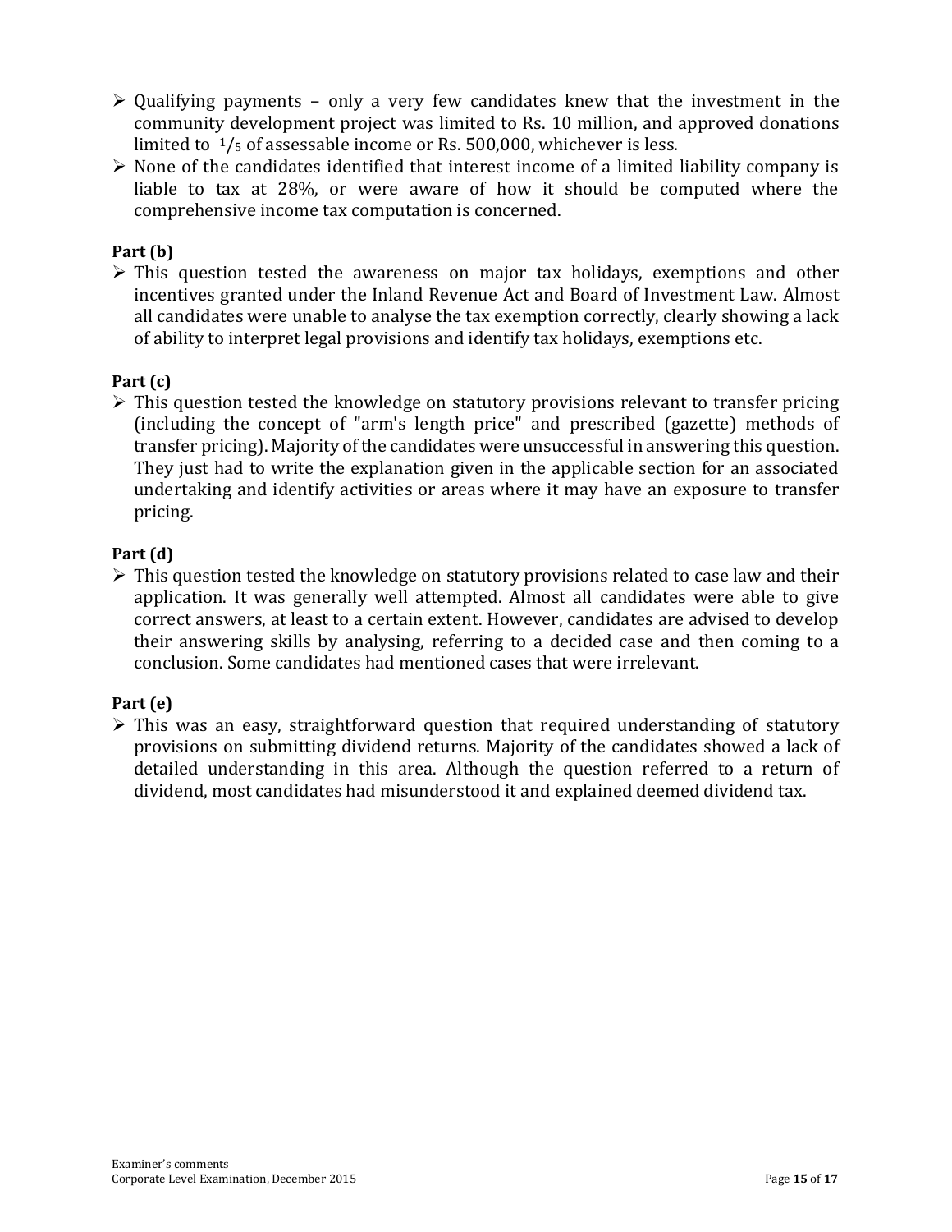- Qualifying payments – only a very few candidates knew that the investment in the community development project was limited to Rs. 10 million, and approved donations limited to $^1/_5$ of assessable income or Rs. 500,000, whichever is less.
- None of the candidates identified that interest income of a limited liability company is liable to tax at 28%, or were aware of how it should be computed where the comprehensive income tax computation is concerned.

**Part (b)**

- This question tested the awareness on major tax holidays, exemptions and other incentives granted under the Inland Revenue Act and Board of Investment Law. Almost all candidates were unable to analyse the tax exemption correctly, clearly showing a lack of ability to interpret legal provisions and identify tax holidays, exemptions etc.

**Part (c)**

- This question tested the knowledge on statutory provisions relevant to transfer pricing (including the concept of "arm's length price" and prescribed (gazette) methods of transfer pricing). Majority of the candidates were unsuccessful in answering this question. They just had to write the explanation given in the applicable section for an associated undertaking and identify activities or areas where it may have an exposure to transfer pricing.

**Part (d)**

- This question tested the knowledge on statutory provisions related to case law and their application. It was generally well attempted. Almost all candidates were able to give correct answers, at least to a certain extent. However, candidates are advised to develop their answering skills by analysing, referring to a decided case and then coming to a conclusion. Some candidates had mentioned cases that were irrelevant.

**Part (e)**

- This was an easy, straightforward question that required understanding of statutory provisions on submitting dividend returns. Majority of the candidates showed a lack of detailed understanding in this area. Although the question referred to a return of dividend, most candidates had misunderstood it and explained deemed dividend tax.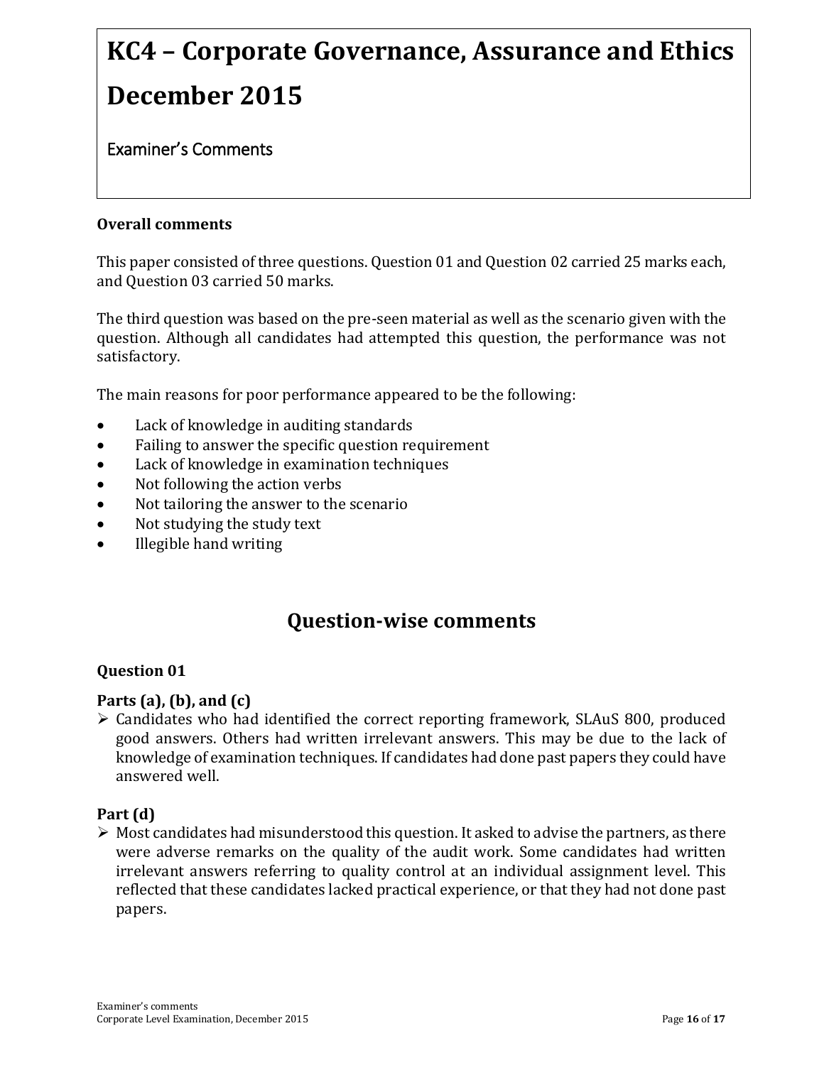# KC4 – Corporate Governance, Assurance and Ethics

# December 2015

Examiner's Comments

**Overall comments**

This paper consisted of three questions. Question 01 and Question 02 carried 25 marks each, and Question 03 carried 50 marks.

The third question was based on the pre-seen material as well as the scenario given with the question. Although all candidates had attempted this question, the performance was not satisfactory.

The main reasons for poor performance appeared to be the following:

- Lack of knowledge in auditing standards
- Failing to answer the specific question requirement
- Lack of knowledge in examination techniques
- Not following the action verbs
- Not tailoring the answer to the scenario
- Not studying the study text
- Illegible hand writing

## Question-wise comments

**Question 01**

**Parts (a), (b), and (c)**

- Candidates who had identified the correct reporting framework, SLAuS 800, produced good answers. Others had written irrelevant answers. This may be due to the lack of knowledge of examination techniques. If candidates had done past papers they could have answered well.

**Part (d)**

- Most candidates had misunderstood this question. It asked to advise the partners, as there were adverse remarks on the quality of the audit work. Some candidates had written irrelevant answers referring to quality control at an individual assignment level. This reflected that these candidates lacked practical experience, or that they had not done past papers.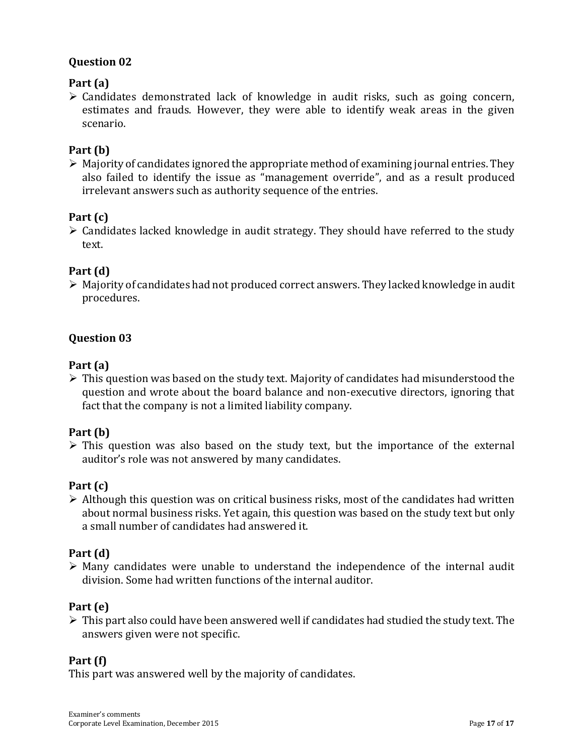## Question 02

### Part (a)

- Candidates demonstrated lack of knowledge in audit risks, such as going concern, estimates and frauds. However, they were able to identify weak areas in the given scenario.

### Part (b)

- Majority of candidates ignored the appropriate method of examining journal entries. They also failed to identify the issue as "management override", and as a result produced irrelevant answers such as authority sequence of the entries.

### Part (c)

- Candidates lacked knowledge in audit strategy. They should have referred to the study text.

### Part (d)

- Majority of candidates had not produced correct answers. They lacked knowledge in audit procedures.

## Question 03

### Part (a)

- This question was based on the study text. Majority of candidates had misunderstood the question and wrote about the board balance and non-executive directors, ignoring that fact that the company is not a limited liability company.

### Part (b)

- This question was also based on the study text, but the importance of the external auditor's role was not answered by many candidates.

### Part (c)

- Although this question was on critical business risks, most of the candidates had written about normal business risks. Yet again, this question was based on the study text but only a small number of candidates had answered it.

### Part (d)

- Many candidates were unable to understand the independence of the internal audit division. Some had written functions of the internal auditor.

### Part (e)

- This part also could have been answered well if candidates had studied the study text. The answers given were not specific.

### Part (f)

This part was answered well by the majority of candidates.